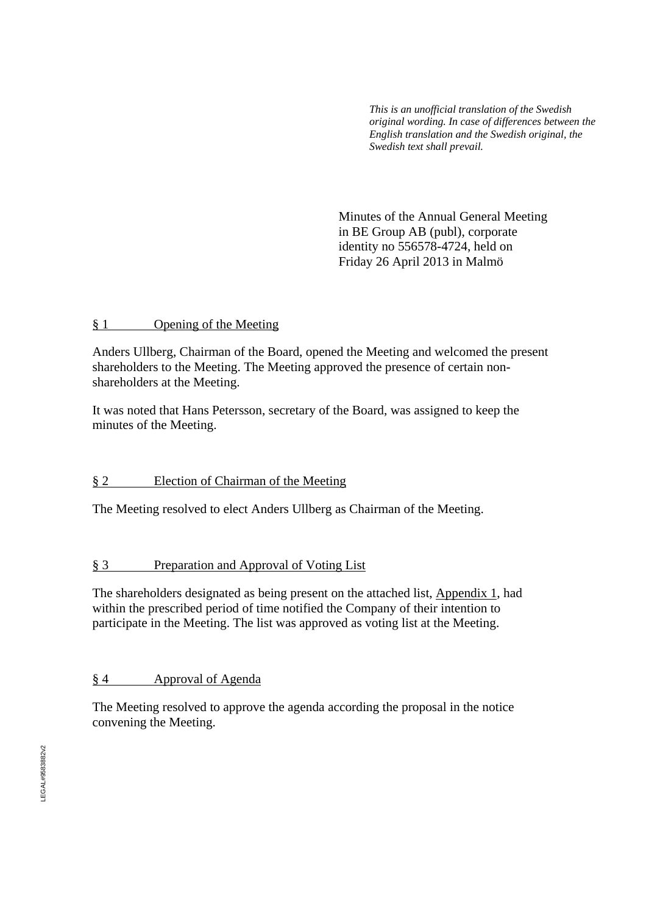*This is an unofficial translation of the Swedish original wording. In case of differences between the English translation and the Swedish original, the Swedish text shall prevail.*

Minutes of the Annual General Meeting in BE Group AB (publ), corporate identity no 556578-4724, held on Friday 26 April 2013 in Malmö

## § 1 Opening of the Meeting

Anders Ullberg, Chairman of the Board, opened the Meeting and welcomed the present shareholders to the Meeting. The Meeting approved the presence of certain non-shareholders at the Meeting.

It was noted that Hans Petersson, secretary of the Board, was assigned to keep the minutes of the Meeting.

## § 2 Election of Chairman of the Meeting

The Meeting resolved to elect Anders Ullberg as Chairman of the Meeting.

## § 3 Preparation and Approval of Voting List

The shareholders designated as being present on the attached list, Appendix 1, had within the prescribed period of time notified the Company of their intention to participate in the Meeting. The list was approved as voting list at the Meeting.

## § 4 Approval of Agenda

The Meeting resolved to approve the agenda according the proposal in the notice convening the Meeting.

LEGAL#9583882v2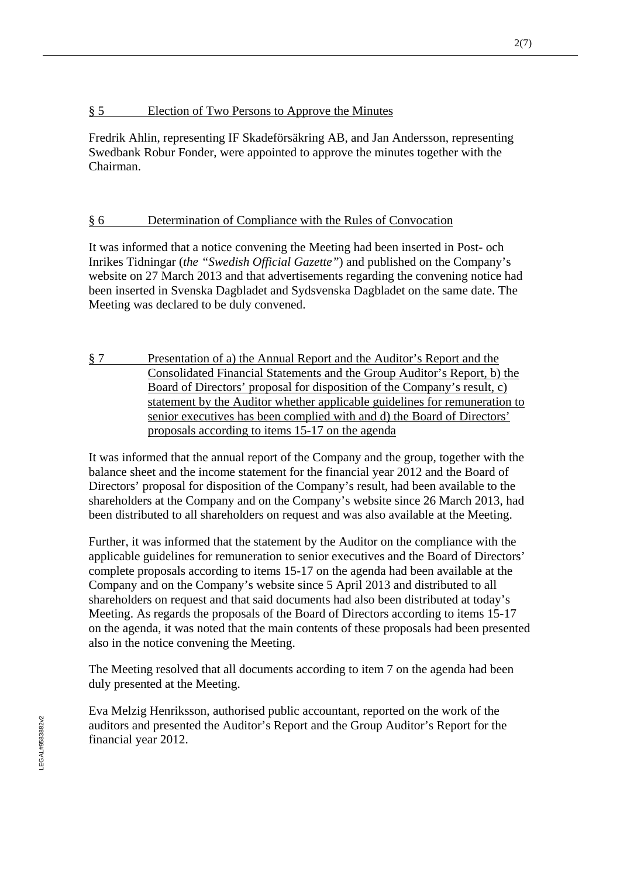## § 5 Election of Two Persons to Approve the Minutes

Fredrik Ahlin, representing IF Skadeförsäkring AB, and Jan Andersson, representing Swedbank Robur Fonder, were appointed to approve the minutes together with the Chairman.

## § 6 Determination of Compliance with the Rules of Convocation

It was informed that a notice convening the Meeting had been inserted in Post- och Inrikes Tidningar (*the "Swedish Official Gazette"*) and published on the Company's website on 27 March 2013 and that advertisements regarding the convening notice had been inserted in Svenska Dagbladet and Sydsvenska Dagbladet on the same date. The Meeting was declared to be duly convened.

## § 7 Presentation of a) the Annual Report and the Auditor's Report and the Consolidated Financial Statements and the Group Auditor's Report, b) the Board of Directors' proposal for disposition of the Company's result, c) statement by the Auditor whether applicable guidelines for remuneration to senior executives has been complied with and d) the Board of Directors' proposals according to items 15-17 on the agenda

It was informed that the annual report of the Company and the group, together with the balance sheet and the income statement for the financial year 2012 and the Board of Directors' proposal for disposition of the Company's result, had been available to the shareholders at the Company and on the Company's website since 26 March 2013, had been distributed to all shareholders on request and was also available at the Meeting.

Further, it was informed that the statement by the Auditor on the compliance with the applicable guidelines for remuneration to senior executives and the Board of Directors' complete proposals according to items 15-17 on the agenda had been available at the Company and on the Company's website since 5 April 2013 and distributed to all shareholders on request and that said documents had also been distributed at today's Meeting. As regards the proposals of the Board of Directors according to items 15-17 on the agenda, it was noted that the main contents of these proposals had been presented also in the notice convening the Meeting.

The Meeting resolved that all documents according to item 7 on the agenda had been duly presented at the Meeting.

Eva Melzig Henriksson, authorised public accountant, reported on the work of the auditors and presented the Auditor's Report and the Group Auditor's Report for the financial year 2012.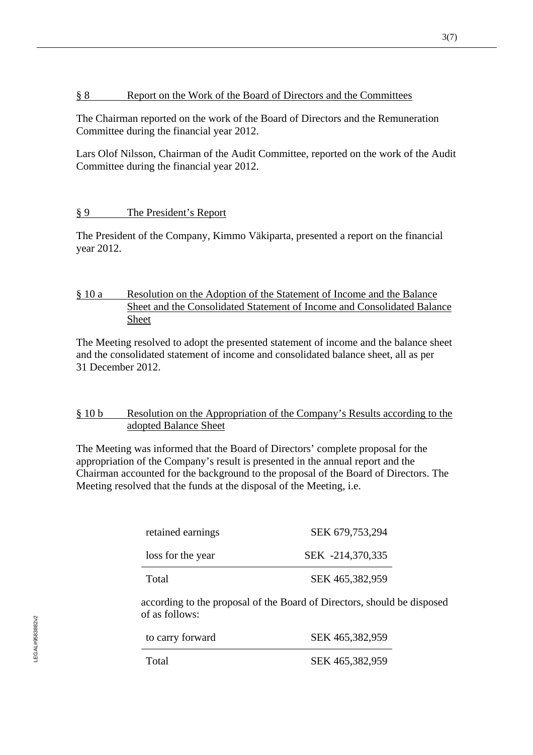## § 8 Report on the Work of the Board of Directors and the Committees

The Chairman reported on the work of the Board of Directors and the Remuneration Committee during the financial year 2012.

Lars Olof Nilsson, Chairman of the Audit Committee, reported on the work of the Audit Committee during the financial year 2012.

## § 9 The President's Report

The President of the Company, Kimmo Väkiparta, presented a report on the financial year 2012.

## § 10 a Resolution on the Adoption of the Statement of Income and the Balance Sheet and the Consolidated Statement of Income and Consolidated Balance Sheet

The Meeting resolved to adopt the presented statement of income and the balance sheet and the consolidated statement of income and consolidated balance sheet, all as per 31 December 2012.

## § 10 b Resolution on the Appropriation of the Company's Results according to the adopted Balance Sheet

The Meeting was informed that the Board of Directors' complete proposal for the appropriation of the Company's result is presented in the annual report and the Chairman accounted for the background to the proposal of the Board of Directors. The Meeting resolved that the funds at the disposal of the Meeting, i.e.

| | |
|---|---|
| retained earnings | SEK 679,753,294 |
| loss for the year | SEK -214,370,335 |
| Total | SEK 465,382,959 |

according to the proposal of the Board of Directors, should be disposed of as follows:

| | |
|---|---|
| to carry forward | SEK 465,382,959 |
| Total | SEK 465,382,959 |

LEGAL#9583882v2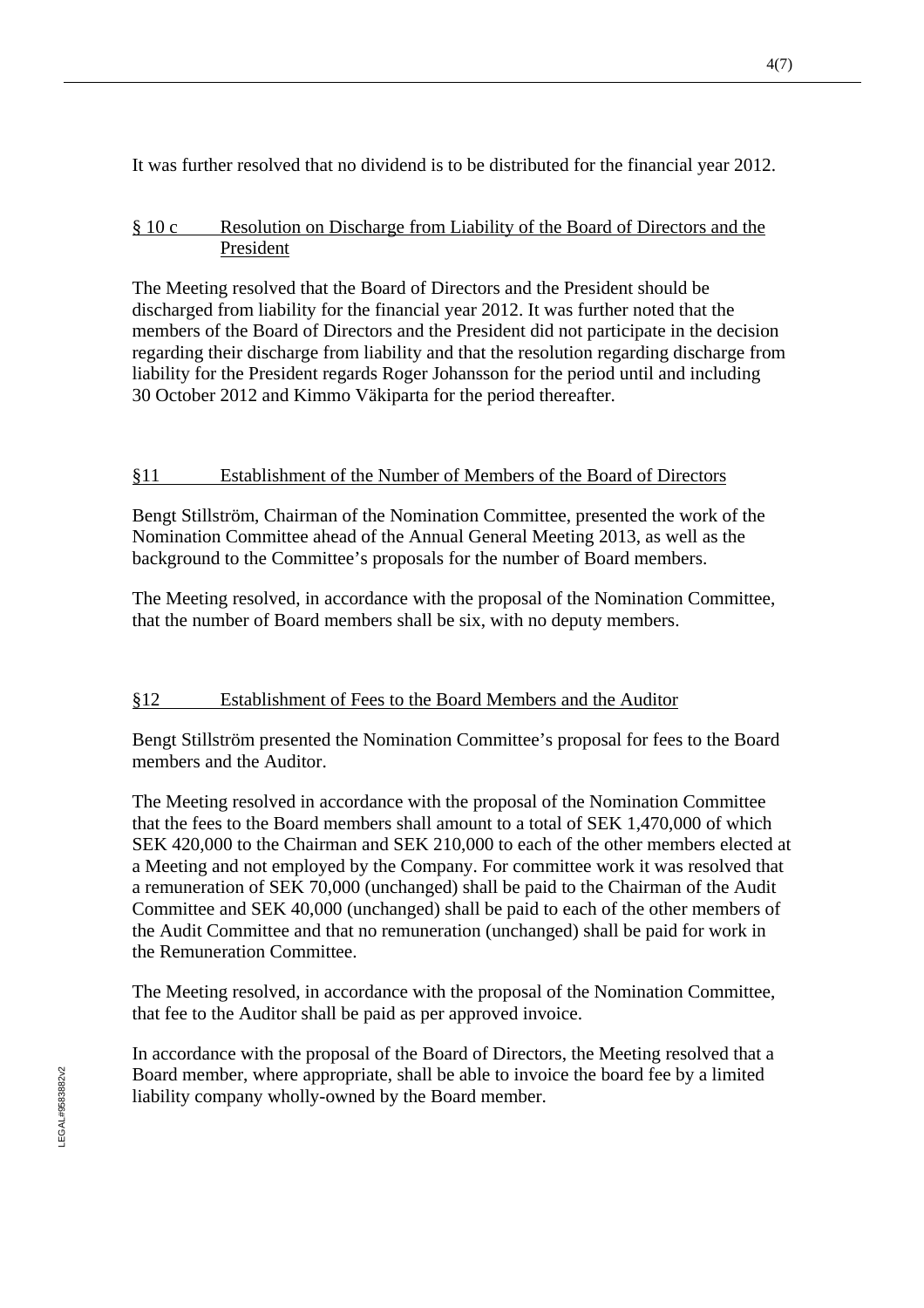It was further resolved that no dividend is to be distributed for the financial year 2012.

## § 10 c Resolution on Discharge from Liability of the Board of Directors and the President

The Meeting resolved that the Board of Directors and the President should be discharged from liability for the financial year 2012. It was further noted that the members of the Board of Directors and the President did not participate in the decision regarding their discharge from liability and that the resolution regarding discharge from liability for the President regards Roger Johansson for the period until and including 30 October 2012 and Kimmo Väkiparta for the period thereafter.

## §11 Establishment of the Number of Members of the Board of Directors

Bengt Stillström, Chairman of the Nomination Committee, presented the work of the Nomination Committee ahead of the Annual General Meeting 2013, as well as the background to the Committee's proposals for the number of Board members.

The Meeting resolved, in accordance with the proposal of the Nomination Committee, that the number of Board members shall be six, with no deputy members.

## §12 Establishment of Fees to the Board Members and the Auditor

Bengt Stillström presented the Nomination Committee's proposal for fees to the Board members and the Auditor.

The Meeting resolved in accordance with the proposal of the Nomination Committee that the fees to the Board members shall amount to a total of SEK 1,470,000 of which SEK 420,000 to the Chairman and SEK 210,000 to each of the other members elected at a Meeting and not employed by the Company. For committee work it was resolved that a remuneration of SEK 70,000 (unchanged) shall be paid to the Chairman of the Audit Committee and SEK 40,000 (unchanged) shall be paid to each of the other members of the Audit Committee and that no remuneration (unchanged) shall be paid for work in the Remuneration Committee.

The Meeting resolved, in accordance with the proposal of the Nomination Committee, that fee to the Auditor shall be paid as per approved invoice.

In accordance with the proposal of the Board of Directors, the Meeting resolved that a Board member, where appropriate, shall be able to invoice the board fee by a limited liability company wholly-owned by the Board member.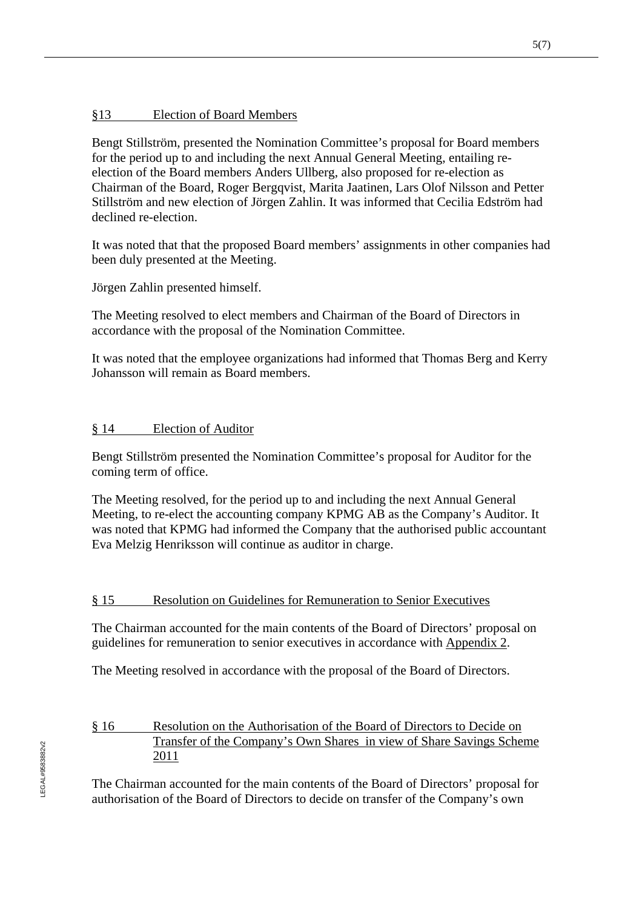## §13 Election of Board Members

Bengt Stillström, presented the Nomination Committee's proposal for Board members for the period up to and including the next Annual General Meeting, entailing re-election of the Board members Anders Ullberg, also proposed for re-election as Chairman of the Board, Roger Bergqvist, Marita Jaatinen, Lars Olof Nilsson and Petter Stillström and new election of Jörgen Zahlin. It was informed that Cecilia Edström had declined re-election.

It was noted that that the proposed Board members' assignments in other companies had been duly presented at the Meeting.

Jörgen Zahlin presented himself.

The Meeting resolved to elect members and Chairman of the Board of Directors in accordance with the proposal of the Nomination Committee.

It was noted that the employee organizations had informed that Thomas Berg and Kerry Johansson will remain as Board members.

## § 14 Election of Auditor

Bengt Stillström presented the Nomination Committee's proposal for Auditor for the coming term of office.

The Meeting resolved, for the period up to and including the next Annual General Meeting, to re-elect the accounting company KPMG AB as the Company's Auditor. It was noted that KPMG had informed the Company that the authorised public accountant Eva Melzig Henriksson will continue as auditor in charge.

## § 15 Resolution on Guidelines for Remuneration to Senior Executives

The Chairman accounted for the main contents of the Board of Directors' proposal on guidelines for remuneration to senior executives in accordance with Appendix 2.

The Meeting resolved in accordance with the proposal of the Board of Directors.

## § 16 Resolution on the Authorisation of the Board of Directors to Decide on Transfer of the Company's Own Shares in view of Share Savings Scheme 2011

The Chairman accounted for the main contents of the Board of Directors' proposal for authorisation of the Board of Directors to decide on transfer of the Company's own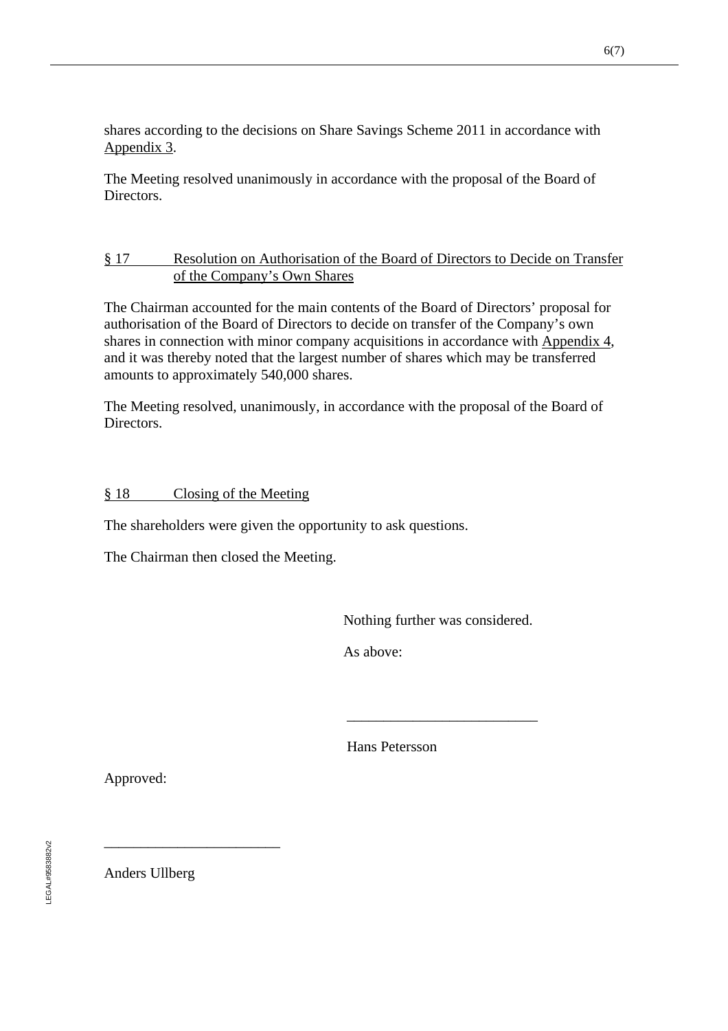shares according to the decisions on Share Savings Scheme 2011 in accordance with Appendix 3.

The Meeting resolved unanimously in accordance with the proposal of the Board of Directors.

## § 17 Resolution on Authorisation of the Board of Directors to Decide on Transfer of the Company's Own Shares

The Chairman accounted for the main contents of the Board of Directors' proposal for authorisation of the Board of Directors to decide on transfer of the Company's own shares in connection with minor company acquisitions in accordance with Appendix 4, and it was thereby noted that the largest number of shares which may be transferred amounts to approximately 540,000 shares.

The Meeting resolved, unanimously, in accordance with the proposal of the Board of Directors.

## § 18 Closing of the Meeting

The shareholders were given the opportunity to ask questions.

The Chairman then closed the Meeting.

Nothing further was considered.

As above:

\_\_\_\_\_\_\_\_\_\_\_\_\_\_\_\_\_\_\_\_\_\_\_\_\_\_

Hans Petersson

Approved:

\_\_\_\_\_\_\_\_\_\_\_\_\_\_\_\_\_\_\_\_\_\_\_\_\_\_

Anders Ullberg

LEGAL#9583882v2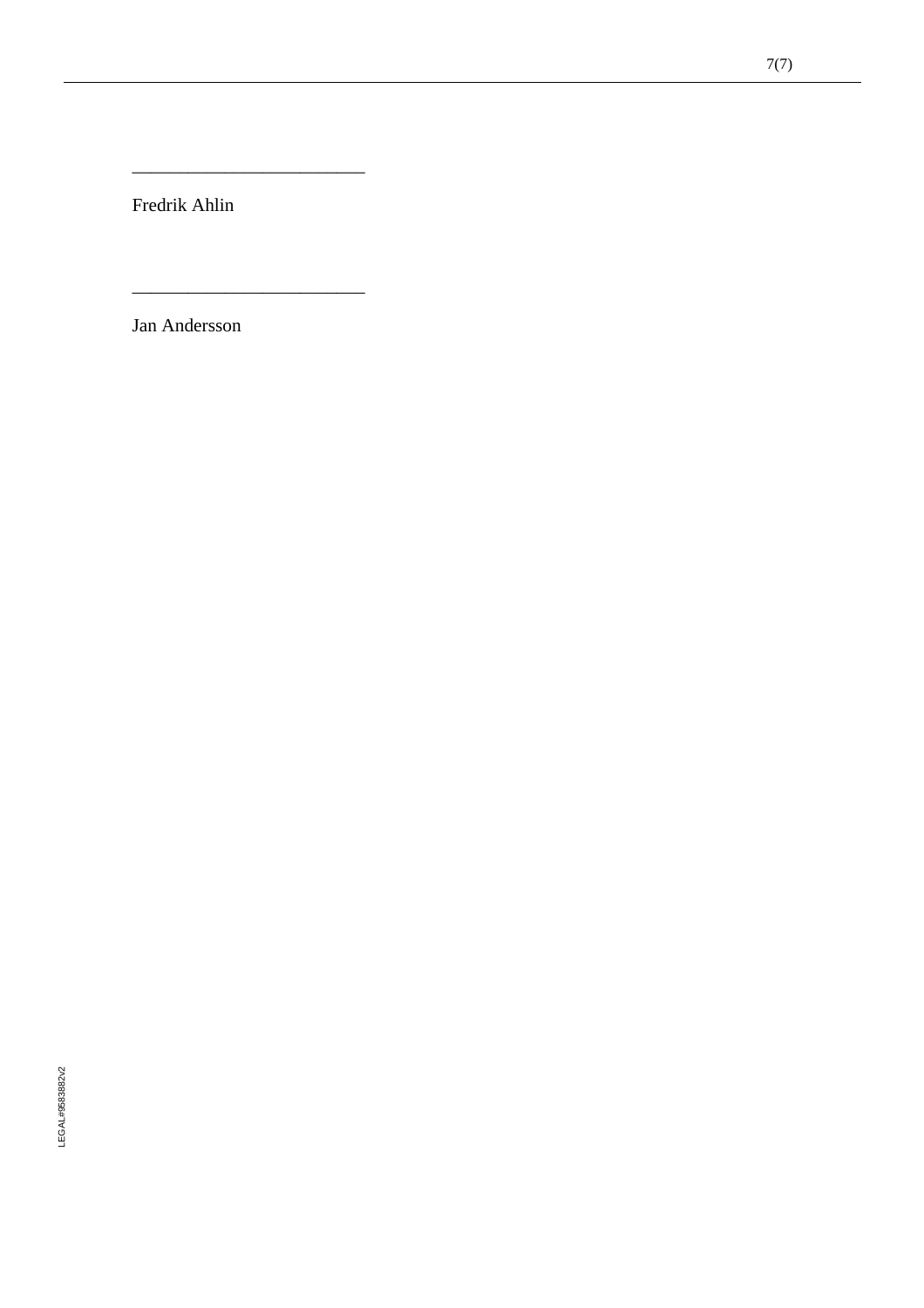_________________________

Fredrik Ahlin

_________________________

Jan Andersson

LEGAL#9583882v2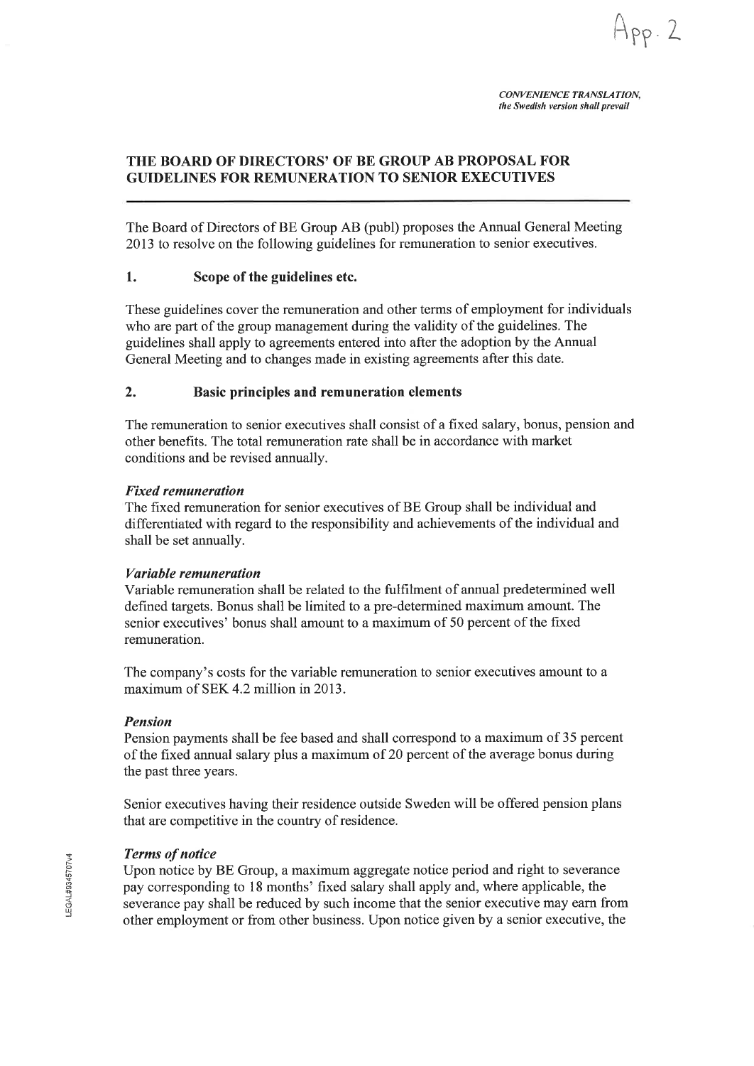App. 2

*CONVENIENCE TRANSLATION, the Swedish version shall prevail*

## THE BOARD OF DIRECTORS' OF BE GROUP AB PROPOSAL FOR GUIDELINES FOR REMUNERATION TO SENIOR EXECUTIVES

The Board of Directors of BE Group AB (publ) proposes the Annual General Meeting 2013 to resolve on the following guidelines for remuneration to senior executives.

### 1. Scope of the guidelines etc.

These guidelines cover the remuneration and other terms of employment for individuals who are part of the group management during the validity of the guidelines. The guidelines shall apply to agreements entered into after the adoption by the Annual General Meeting and to changes made in existing agreements after this date.

### 2. Basic principles and remuneration elements

The remuneration to senior executives shall consist of a fixed salary, bonus, pension and other benefits. The total remuneration rate shall be in accordance with market conditions and be revised annually.

***Fixed remuneration***

The fixed remuneration for senior executives of BE Group shall be individual and differentiated with regard to the responsibility and achievements of the individual and shall be set annually.

***Variable remuneration***

Variable remuneration shall be related to the fulfilment of annual predetermined well defined targets. Bonus shall be limited to a pre-determined maximum amount. The senior executives' bonus shall amount to a maximum of 50 percent of the fixed remuneration.

The company's costs for the variable remuneration to senior executives amount to a maximum of SEK 4.2 million in 2013.

***Pension***

Pension payments shall be fee based and shall correspond to a maximum of 35 percent of the fixed annual salary plus a maximum of 20 percent of the average bonus during the past three years.

Senior executives having their residence outside Sweden will be offered pension plans that are competitive in the country of residence.

***Terms of notice***

Upon notice by BE Group, a maximum aggregate notice period and right to severance pay corresponding to 18 months' fixed salary shall apply and, where applicable, the severance pay shall be reduced by such income that the senior executive may earn from other employment or from other business. Upon notice given by a senior executive, the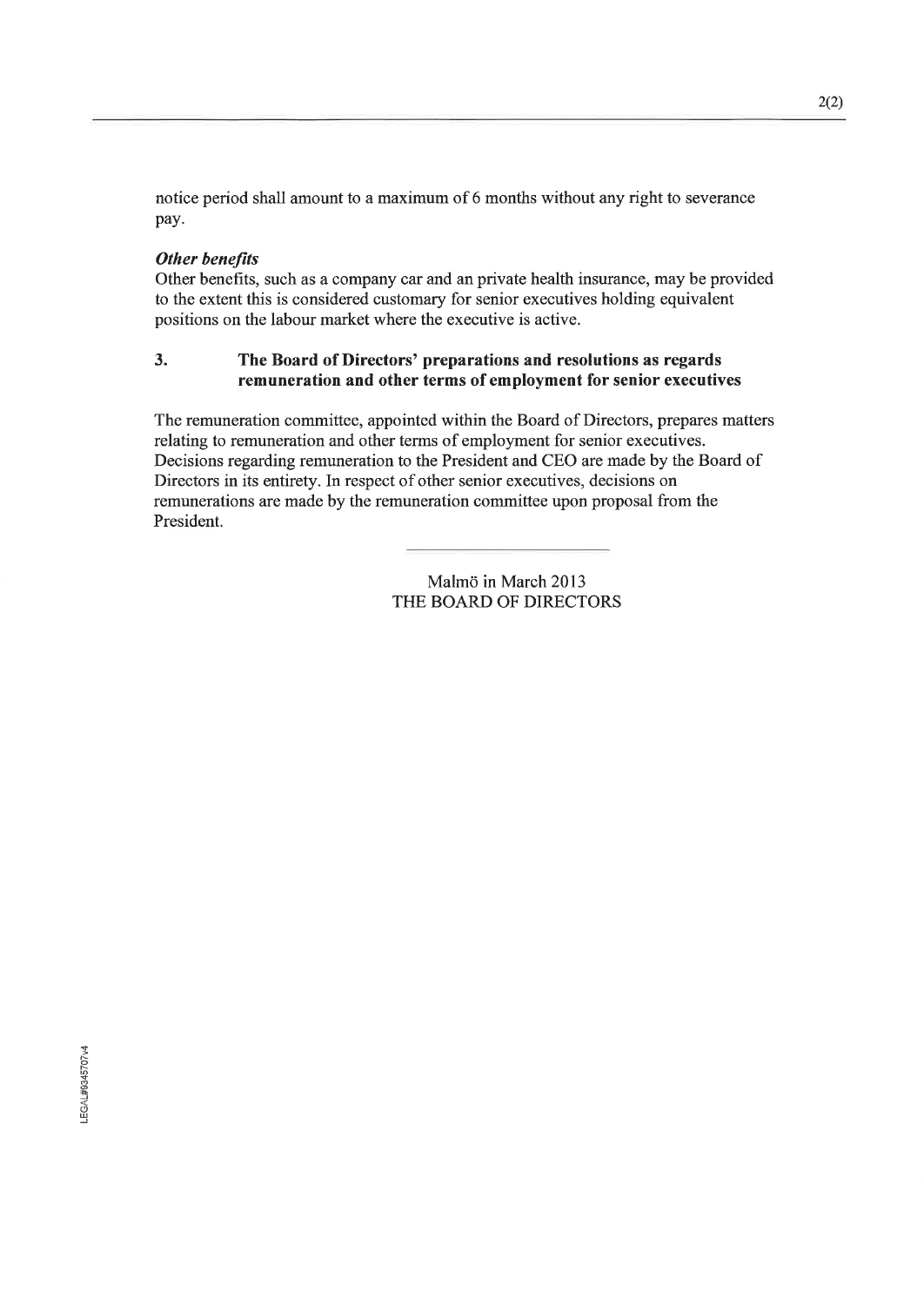notice period shall amount to a maximum of 6 months without any right to severance pay.

***Other benefits***

Other benefits, such as a company car and an private health insurance, may be provided to the extent this is considered customary for senior executives holding equivalent positions on the labour market where the executive is active.

## 3. The Board of Directors' preparations and resolutions as regards remuneration and other terms of employment for senior executives

The remuneration committee, appointed within the Board of Directors, prepares matters relating to remuneration and other terms of employment for senior executives. Decisions regarding remuneration to the President and CEO are made by the Board of Directors in its entirety. In respect of other senior executives, decisions on remunerations are made by the remuneration committee upon proposal from the President.

---

Malmö in March 2013
THE BOARD OF DIRECTORS

LEGAL#9345707v4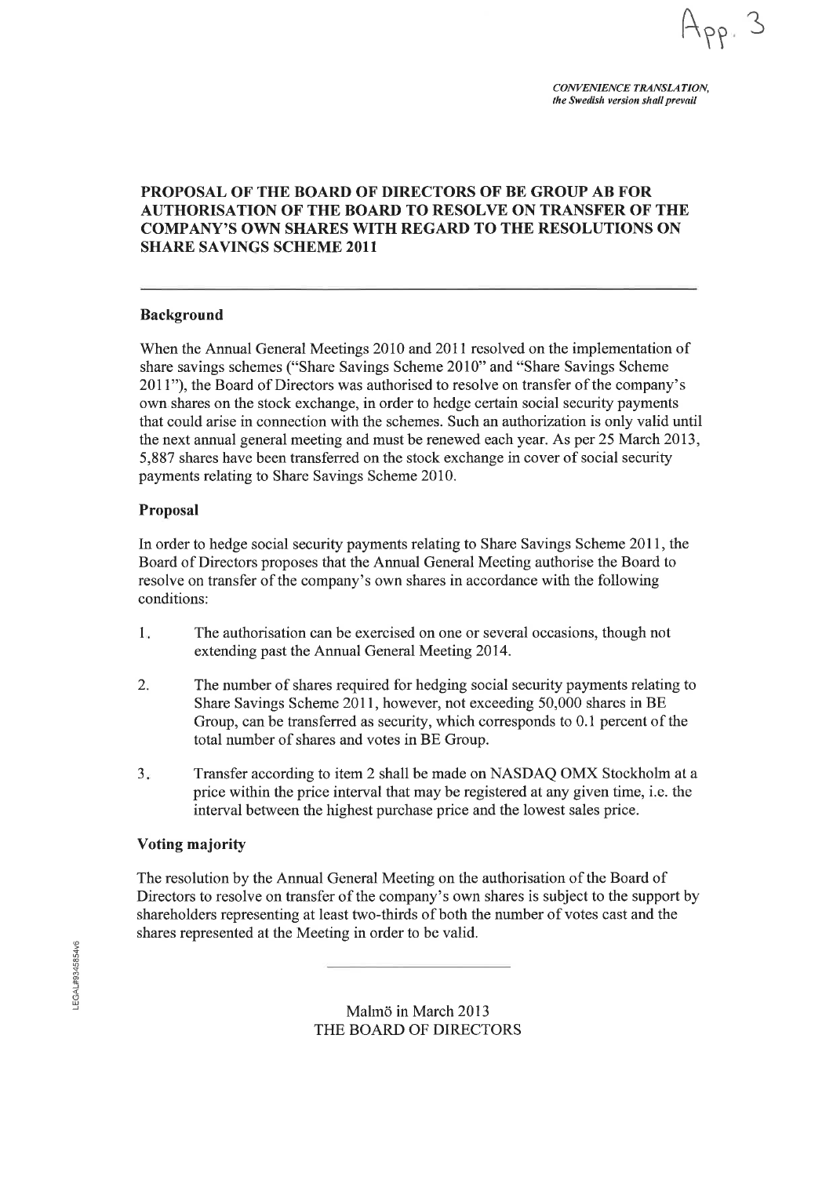App. 3

*CONVENIENCE TRANSLATION, the Swedish version shall prevail*

# PROPOSAL OF THE BOARD OF DIRECTORS OF BE GROUP AB FOR AUTHORISATION OF THE BOARD TO RESOLVE ON TRANSFER OF THE COMPANY'S OWN SHARES WITH REGARD TO THE RESOLUTIONS ON SHARE SAVINGS SCHEME 2011

---

## Background

When the Annual General Meetings 2010 and 2011 resolved on the implementation of share savings schemes ("Share Savings Scheme 2010" and "Share Savings Scheme 2011"), the Board of Directors was authorised to resolve on transfer of the company's own shares on the stock exchange, in order to hedge certain social security payments that could arise in connection with the schemes. Such an authorization is only valid until the next annual general meeting and must be renewed each year. As per 25 March 2013, 5,887 shares have been transferred on the stock exchange in cover of social security payments relating to Share Savings Scheme 2010.

## Proposal

In order to hedge social security payments relating to Share Savings Scheme 2011, the Board of Directors proposes that the Annual General Meeting authorise the Board to resolve on transfer of the company's own shares in accordance with the following conditions:

1. The authorisation can be exercised on one or several occasions, though not extending past the Annual General Meeting 2014.
2. The number of shares required for hedging social security payments relating to Share Savings Scheme 2011, however, not exceeding 50,000 shares in BE Group, can be transferred as security, which corresponds to 0.1 percent of the total number of shares and votes in BE Group.
3. Transfer according to item 2 shall be made on NASDAQ OMX Stockholm at a price within the price interval that may be registered at any given time, i.e. the interval between the highest purchase price and the lowest sales price.

## Voting majority

The resolution by the Annual General Meeting on the authorisation of the Board of Directors to resolve on transfer of the company's own shares is subject to the support by shareholders representing at least two-thirds of both the number of votes cast and the shares represented at the Meeting in order to be valid.

---

Malmö in March 2013
THE BOARD OF DIRECTORS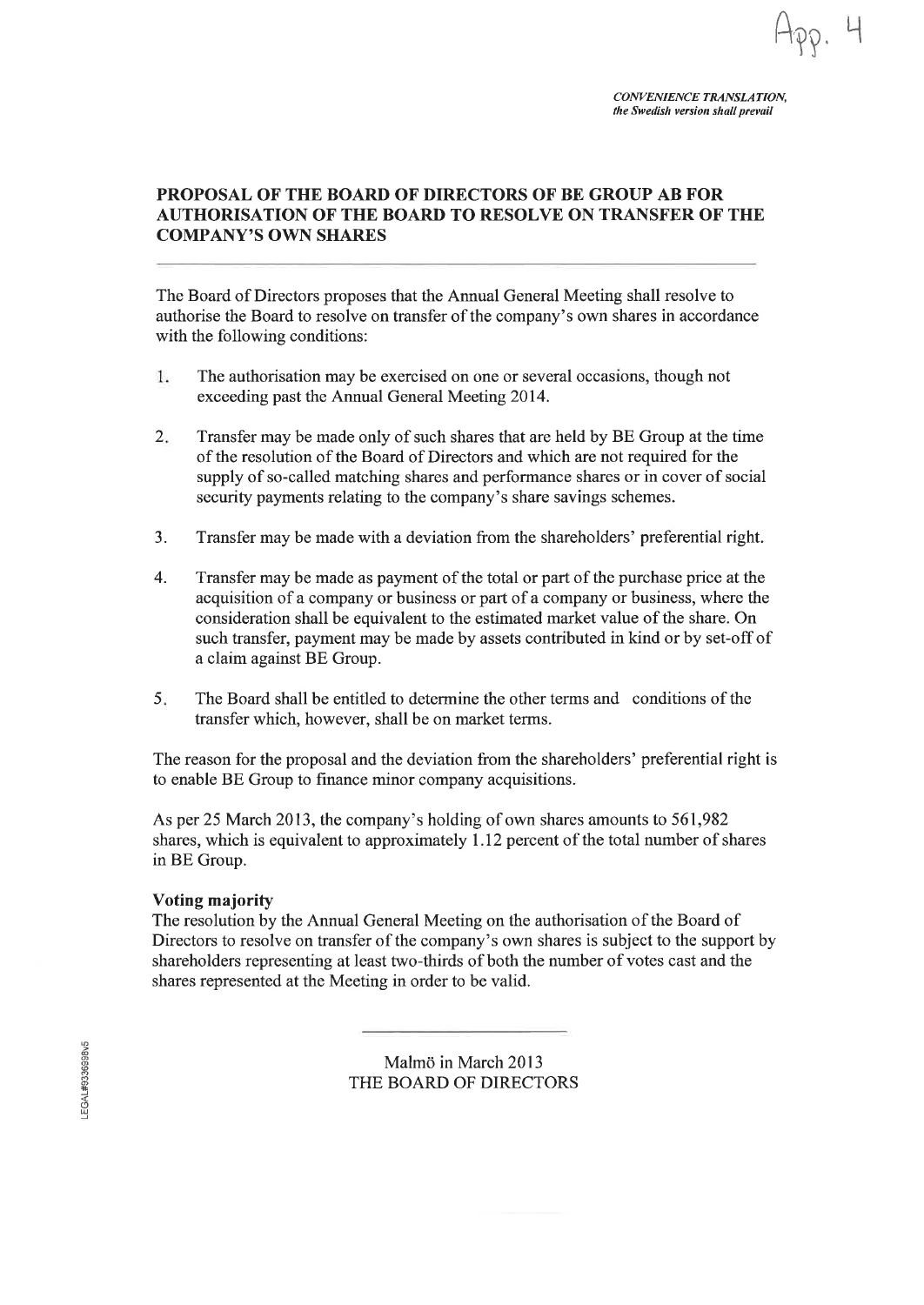App. 4

*CONVENIENCE TRANSLATION, the Swedish version shall prevail*

## PROPOSAL OF THE BOARD OF DIRECTORS OF BE GROUP AB FOR AUTHORISATION OF THE BOARD TO RESOLVE ON TRANSFER OF THE COMPANY'S OWN SHARES

The Board of Directors proposes that the Annual General Meeting shall resolve to authorise the Board to resolve on transfer of the company's own shares in accordance with the following conditions:

1. The authorisation may be exercised on one or several occasions, though not exceeding past the Annual General Meeting 2014.
2. Transfer may be made only of such shares that are held by BE Group at the time of the resolution of the Board of Directors and which are not required for the supply of so-called matching shares and performance shares or in cover of social security payments relating to the company's share savings schemes.
3. Transfer may be made with a deviation from the shareholders' preferential right.
4. Transfer may be made as payment of the total or part of the purchase price at the acquisition of a company or business or part of a company or business, where the consideration shall be equivalent to the estimated market value of the share. On such transfer, payment may be made by assets contributed in kind or by set-off of a claim against BE Group.
5. The Board shall be entitled to determine the other terms and conditions of the transfer which, however, shall be on market terms.

The reason for the proposal and the deviation from the shareholders' preferential right is to enable BE Group to finance minor company acquisitions.

As per 25 March 2013, the company's holding of own shares amounts to 561,982 shares, which is equivalent to approximately 1.12 percent of the total number of shares in BE Group.

**Voting majority**

The resolution by the Annual General Meeting on the authorisation of the Board of Directors to resolve on transfer of the company's own shares is subject to the support by shareholders representing at least two-thirds of both the number of votes cast and the shares represented at the Meeting in order to be valid.

Malmö in March 2013
THE BOARD OF DIRECTORS

LEGAL#9336998v5